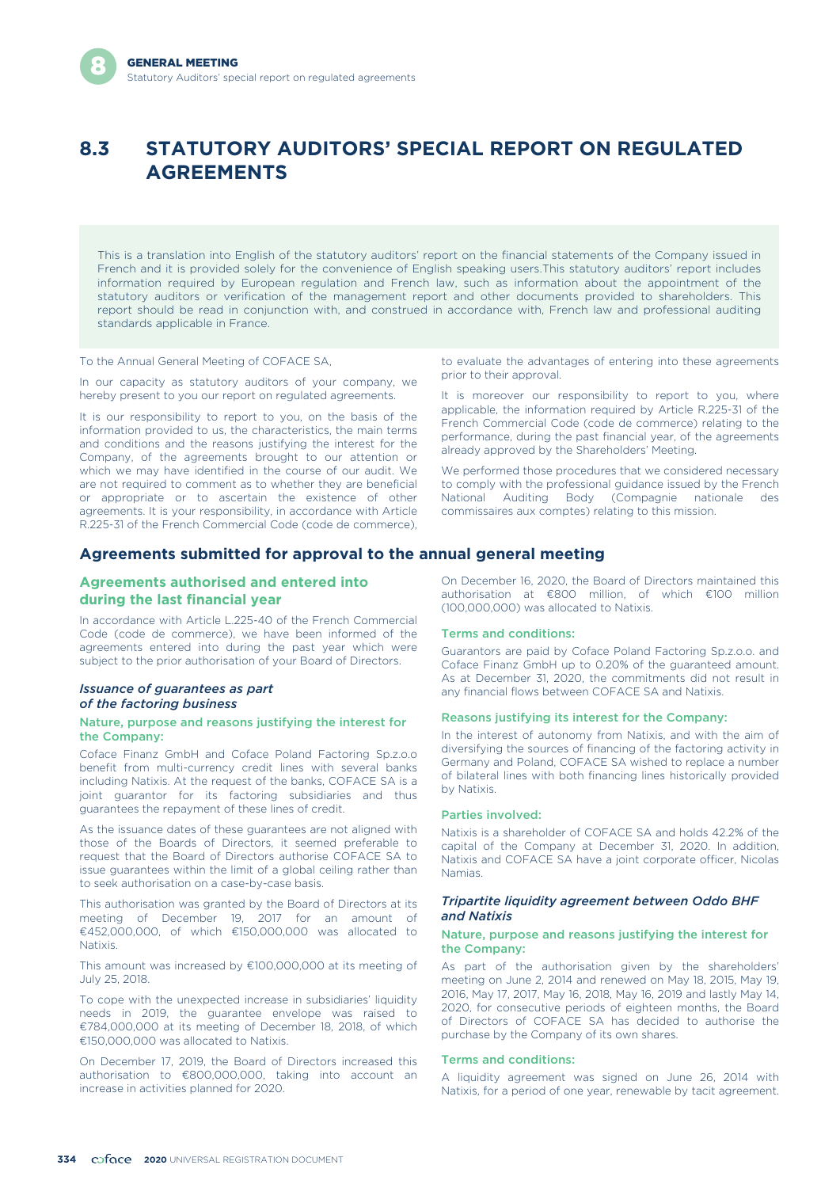# 8.3 STATUTORY AUDITORS' SPECIAL REPORT ON REGULATED AGREEMENTS

This is a translation into English of the statutory auditors' report on the financial statements of the Company issued in French and it is provided solely for the convenience of English speaking users.This statutory auditors' report includes information required by European regulation and French law, such as information about the appointment of the statutory auditors or verification of the management report and other documents provided to shareholders. This report should be read in conjunction with, and construed in accordance with, French law and professional auditing standards applicable in France.

To the Annual General Meeting of COFACE SA,

In our capacity as statutory auditors of your company, we hereby present to you our report on regulated agreements.

It is our responsibility to report to you, on the basis of the information provided to us, the characteristics, the main terms and conditions and the reasons justifying the interest for the Company, of the agreements brought to our attention or which we may have identified in the course of our audit. We are not required to comment as to whether they are beneficial or appropriate or to ascertain the existence of other agreements. It is your responsibility, in accordance with Article R.225-31 of the French Commercial Code (code de commerce), to evaluate the advantages of entering into these agreements prior to their approval.

It is moreover our responsibility to report to you, where applicable, the information required by Article R.225-31 of the French Commercial Code (code de commerce) relating to the performance, during the past financial year, of the agreements already approved by the Shareholders' Meeting.

We performed those procedures that we considered necessary to comply with the professional guidance issued by the French National Auditing Body (Compagnie nationale des commissaires aux comptes) relating to this mission.

## Agreements submitted for approval to the annual general meeting

### Agreements authorised and entered into during the last financial year

In accordance with Article L.225-40 of the French Commercial Code (code de commerce), we have been informed of the agreements entered into during the past year which were subject to the prior authorisation of your Board of Directors.

#### *Issuance of guarantees as part of the factoring business*

**Nature, purpose and reasons justifying the interest for the Company:**

Coface Finanz GmbH and Coface Poland Factoring Sp.z.o.o benefit from multi-currency credit lines with several banks including Natixis. At the request of the banks, COFACE SA is a joint guarantor for its factoring subsidiaries and thus guarantees the repayment of these lines of credit.

As the issuance dates of these guarantees are not aligned with those of the Boards of Directors, it seemed preferable to request that the Board of Directors authorise COFACE SA to issue guarantees within the limit of a global ceiling rather than to seek authorisation on a case-by-case basis.

This authorisation was granted by the Board of Directors at its meeting of December 19, 2017 for an amount of €452,000,000, of which €150,000,000 was allocated to Natixis.

This amount was increased by €100,000,000 at its meeting of July 25, 2018.

To cope with the unexpected increase in subsidiaries' liquidity needs in 2019, the guarantee envelope was raised to €784,000,000 at its meeting of December 18, 2018, of which €150,000,000 was allocated to Natixis.

On December 17, 2019, the Board of Directors increased this authorisation to €800,000,000, taking into account an increase in activities planned for 2020.

On December 16, 2020, the Board of Directors maintained this authorisation at €800 million, of which €100 million (100,000,000) was allocated to Natixis.

**Terms and conditions:**

Guarantors are paid by Coface Poland Factoring Sp.z.o.o. and Coface Finanz GmbH up to 0.20% of the guaranteed amount. As at December 31, 2020, the commitments did not result in any financial flows between COFACE SA and Natixis.

**Reasons justifying its interest for the Company:**

In the interest of autonomy from Natixis, and with the aim of diversifying the sources of financing of the factoring activity in Germany and Poland, COFACE SA wished to replace a number of bilateral lines with both financing lines historically provided by Natixis.

**Parties involved:**

Natixis is a shareholder of COFACE SA and holds 42.2% of the capital of the Company at December 31, 2020. In addition, Natixis and COFACE SA have a joint corporate officer, Nicolas Namias.

#### *Tripartite liquidity agreement between Oddo BHF and Natixis*

**Nature, purpose and reasons justifying the interest for the Company:**

As part of the authorisation given by the shareholders' meeting on June 2, 2014 and renewed on May 18, 2015, May 19, 2016, May 17, 2017, May 16, 2018, May 16, 2019 and lastly May 14, 2020, for consecutive periods of eighteen months, the Board of Directors of COFACE SA has decided to authorise the purchase by the Company of its own shares.

**Terms and conditions:**

A liquidity agreement was signed on June 26, 2014 with Natixis, for a period of one year, renewable by tacit agreement.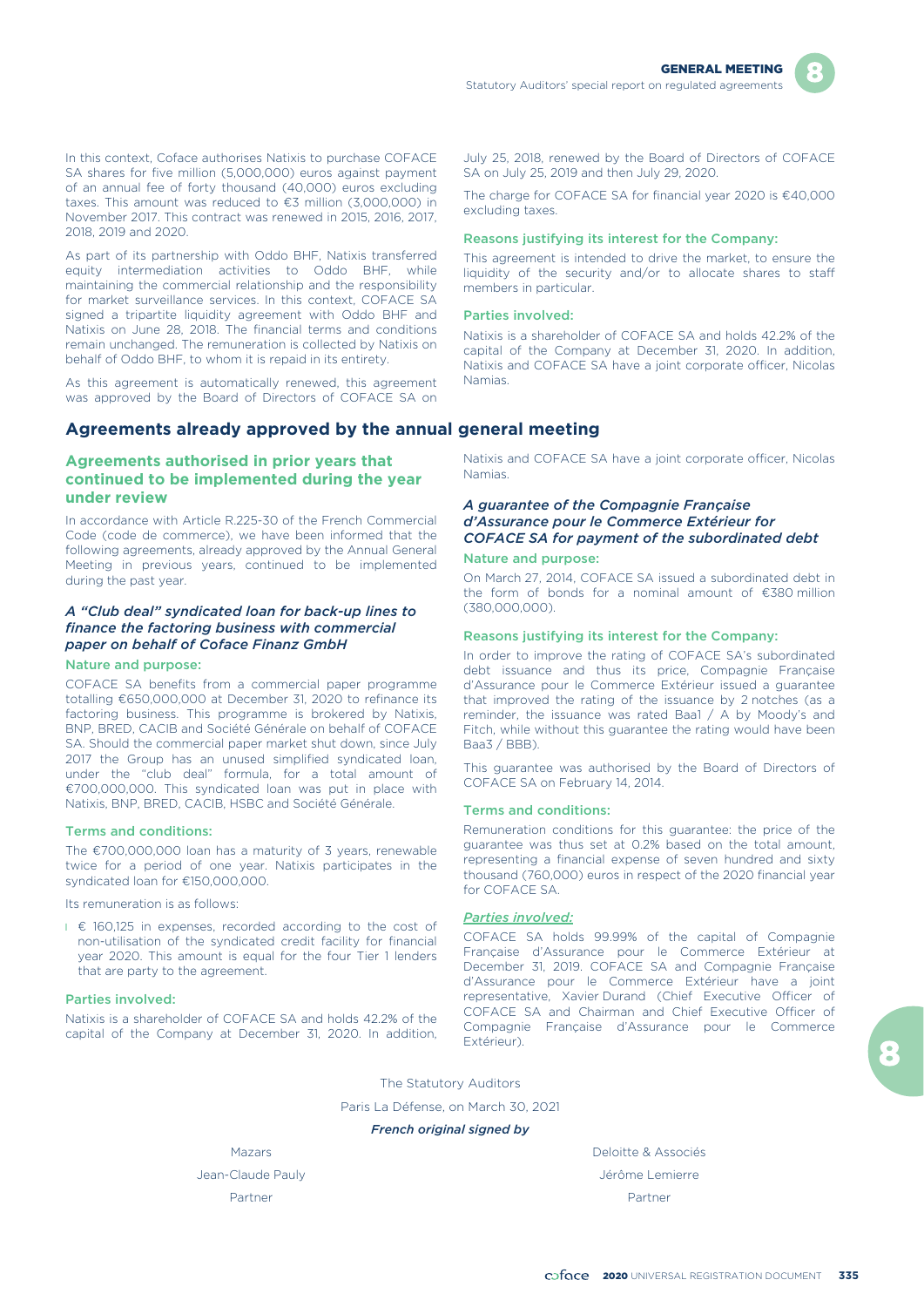In this context, Coface authorises Natixis to purchase COFACE SA shares for five million (5,000,000) euros against payment of an annual fee of forty thousand (40,000) euros excluding taxes. This amount was reduced to €3 million (3,000,000) in November 2017. This contract was renewed in 2015, 2016, 2017, 2018, 2019 and 2020.

As part of its partnership with Oddo BHF, Natixis transferred equity intermediation activities to Oddo BHF, while maintaining the commercial relationship and the responsibility for market surveillance services. In this context, COFACE SA signed a tripartite liquidity agreement with Oddo BHF and Natixis on June 28, 2018. The financial terms and conditions remain unchanged. The remuneration is collected by Natixis on behalf of Oddo BHF, to whom it is repaid in its entirety.

As this agreement is automatically renewed, this agreement was approved by the Board of Directors of COFACE SA on July 25, 2018, renewed by the Board of Directors of COFACE SA on July 25, 2019 and then July 29, 2020.

The charge for COFACE SA for financial year 2020 is €40,000 excluding taxes.

#### Reasons justifying its interest for the Company:

This agreement is intended to drive the market, to ensure the liquidity of the security and/or to allocate shares to staff members in particular.

#### Parties involved:

Natixis is a shareholder of COFACE SA and holds 42.2% of the capital of the Company at December 31, 2020. In addition, Natixis and COFACE SA have a joint corporate officer, Nicolas Namias.

## Agreements already approved by the annual general meeting

### Agreements authorised in prior years that continued to be implemented during the year under review

In accordance with Article R.225-30 of the French Commercial Code (code de commerce), we have been informed that the following agreements, already approved by the Annual General Meeting in previous years, continued to be implemented during the past year.

### *A "Club deal" syndicated loan for back-up lines to finance the factoring business with commercial paper on behalf of Coface Finanz GmbH*

#### Nature and purpose:

COFACE SA benefits from a commercial paper programme totalling €650,000,000 at December 31, 2020 to refinance its factoring business. This programme is brokered by Natixis, BNP, BRED, CACIB and Société Générale on behalf of COFACE SA. Should the commercial paper market shut down, since July 2017 the Group has an unused simplified syndicated loan, under the "club deal" formula, for a total amount of €700,000,000. This syndicated loan was put in place with Natixis, BNP, BRED, CACIB, HSBC and Société Générale.

#### Terms and conditions:

The €700,000,000 loan has a maturity of 3 years, renewable twice for a period of one year. Natixis participates in the syndicated loan for €150,000,000.

Its remuneration is as follows:

- € 160,125 in expenses, recorded according to the cost of non-utilisation of the syndicated credit facility for financial year 2020. This amount is equal for the four Tier 1 lenders that are party to the agreement.

#### Parties involved:

Natixis is a shareholder of COFACE SA and holds 42.2% of the capital of the Company at December 31, 2020. In addition, Natixis and COFACE SA have a joint corporate officer, Nicolas Namias.

### *A guarantee of the Compagnie Française d'Assurance pour le Commerce Extérieur for COFACE SA for payment of the subordinated debt*

#### Nature and purpose:

On March 27, 2014, COFACE SA issued a subordinated debt in the form of bonds for a nominal amount of €380 million (380,000,000).

#### Reasons justifying its interest for the Company:

In order to improve the rating of COFACE SA's subordinated debt issuance and thus its price, Compagnie Française d'Assurance pour le Commerce Extérieur issued a guarantee that improved the rating of the issuance by 2 notches (as a reminder, the issuance was rated Baa1 / A by Moody's and Fitch, while without this guarantee the rating would have been Baa3 / BBB).

This guarantee was authorised by the Board of Directors of COFACE SA on February 14, 2014.

#### Terms and conditions:

Remuneration conditions for this guarantee: the price of the guarantee was thus set at 0.2% based on the total amount, representing a financial expense of seven hundred and sixty thousand (760,000) euros in respect of the 2020 financial year for COFACE SA.

#### *Parties involved:*

COFACE SA holds 99.99% of the capital of Compagnie Française d'Assurance pour le Commerce Extérieur at December 31, 2019. COFACE SA and Compagnie Française d'Assurance pour le Commerce Extérieur have a joint representative, Xavier Durand (Chief Executive Officer of COFACE SA and Chairman and Chief Executive Officer of Compagnie Française d'Assurance pour le Commerce Extérieur).

The Statutory Auditors

Paris La Défense, on March 30, 2021

*French original signed by*

| | |
|---|---|
| Mazars | Deloitte & Associés |
| Jean-Claude Pauly | Jérôme Lemierre |
| Partner | Partner |